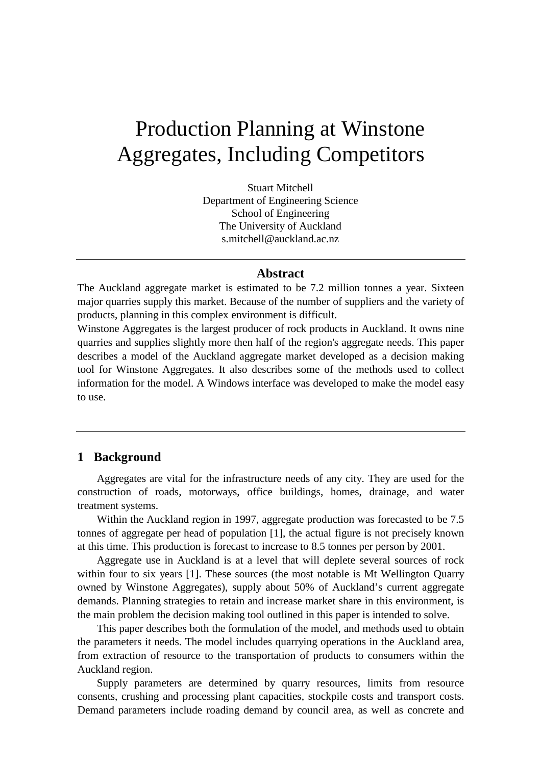# Production Planning at Winstone Aggregates, Including Competitors

Stuart Mitchell
Department of Engineering Science
School of Engineering
The University of Auckland
s.mitchell@auckland.ac.nz

---

### Abstract

The Auckland aggregate market is estimated to be 7.2 million tonnes a year. Sixteen major quarries supply this market. Because of the number of suppliers and the variety of products, planning in this complex environment is difficult.

Winstone Aggregates is the largest producer of rock products in Auckland. It owns nine quarries and supplies slightly more then half of the region's aggregate needs. This paper describes a model of the Auckland aggregate market developed as a decision making tool for Winstone Aggregates. It also describes some of the methods used to collect information for the model. A Windows interface was developed to make the model easy to use.

---

## 1 Background

Aggregates are vital for the infrastructure needs of any city. They are used for the construction of roads, motorways, office buildings, homes, drainage, and water treatment systems.

Within the Auckland region in 1997, aggregate production was forecasted to be 7.5 tonnes of aggregate per head of population [1], the actual figure is not precisely known at this time. This production is forecast to increase to 8.5 tonnes per person by 2001.

Aggregate use in Auckland is at a level that will deplete several sources of rock within four to six years [1]. These sources (the most notable is Mt Wellington Quarry owned by Winstone Aggregates), supply about 50% of Auckland's current aggregate demands. Planning strategies to retain and increase market share in this environment, is the main problem the decision making tool outlined in this paper is intended to solve.

This paper describes both the formulation of the model, and methods used to obtain the parameters it needs. The model includes quarrying operations in the Auckland area, from extraction of resource to the transportation of products to consumers within the Auckland region.

Supply parameters are determined by quarry resources, limits from resource consents, crushing and processing plant capacities, stockpile costs and transport costs. Demand parameters include roading demand by council area, as well as concrete and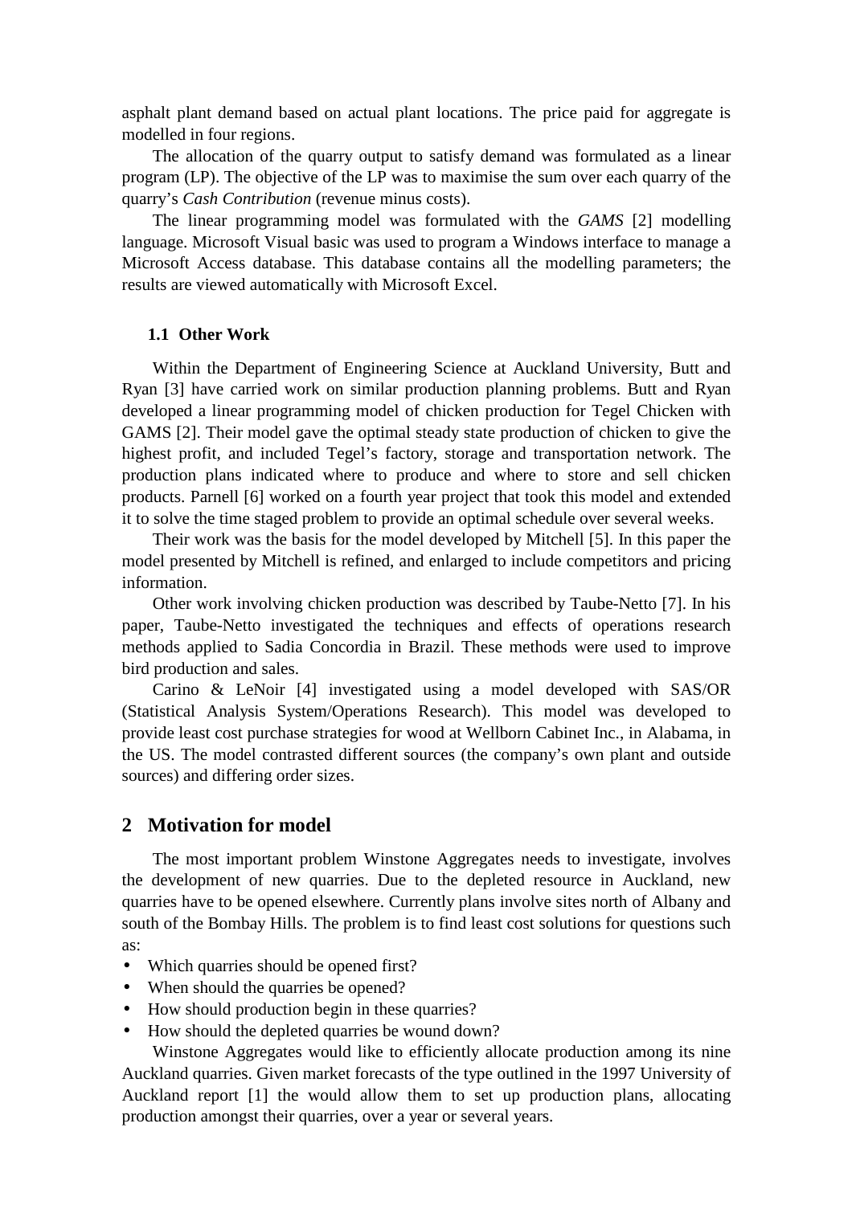asphalt plant demand based on actual plant locations. The price paid for aggregate is modelled in four regions.

The allocation of the quarry output to satisfy demand was formulated as a linear program (LP). The objective of the LP was to maximise the sum over each quarry of the quarry's *Cash Contribution* (revenue minus costs).

The linear programming model was formulated with the *GAMS* [2] modelling language. Microsoft Visual basic was used to program a Windows interface to manage a Microsoft Access database. This database contains all the modelling parameters; the results are viewed automatically with Microsoft Excel.

### 1.1 Other Work

Within the Department of Engineering Science at Auckland University, Butt and Ryan [3] have carried work on similar production planning problems. Butt and Ryan developed a linear programming model of chicken production for Tegel Chicken with GAMS [2]. Their model gave the optimal steady state production of chicken to give the highest profit, and included Tegel's factory, storage and transportation network. The production plans indicated where to produce and where to store and sell chicken products. Parnell [6] worked on a fourth year project that took this model and extended it to solve the time staged problem to provide an optimal schedule over several weeks.

Their work was the basis for the model developed by Mitchell [5]. In this paper the model presented by Mitchell is refined, and enlarged to include competitors and pricing information.

Other work involving chicken production was described by Taube-Netto [7]. In his paper, Taube-Netto investigated the techniques and effects of operations research methods applied to Sadia Concordia in Brazil. These methods were used to improve bird production and sales.

Carino & LeNoir [4] investigated using a model developed with SAS/OR (Statistical Analysis System/Operations Research). This model was developed to provide least cost purchase strategies for wood at Wellborn Cabinet Inc., in Alabama, in the US. The model contrasted different sources (the company's own plant and outside sources) and differing order sizes.

## 2 Motivation for model

The most important problem Winstone Aggregates needs to investigate, involves the development of new quarries. Due to the depleted resource in Auckland, new quarries have to be opened elsewhere. Currently plans involve sites north of Albany and south of the Bombay Hills. The problem is to find least cost solutions for questions such as:

- Which quarries should be opened first?
- When should the quarries be opened?
- How should production begin in these quarries?
- How should the depleted quarries be wound down?

Winstone Aggregates would like to efficiently allocate production among its nine Auckland quarries. Given market forecasts of the type outlined in the 1997 University of Auckland report [1] the would allow them to set up production plans, allocating production amongst their quarries, over a year or several years.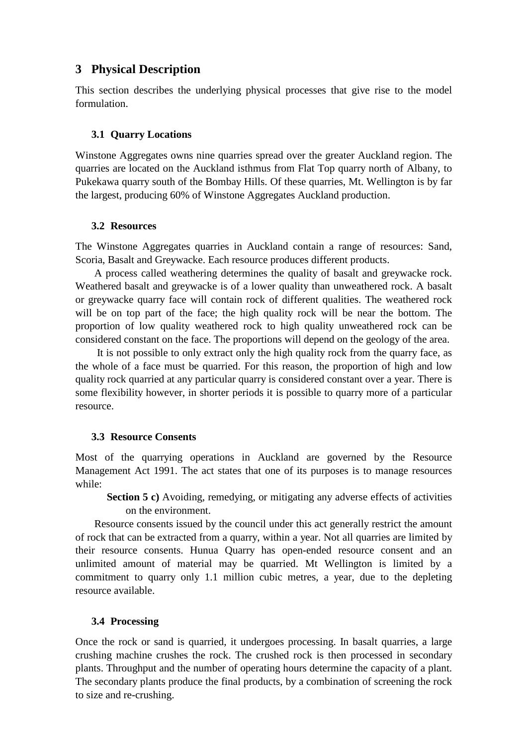# 3 Physical Description

This section describes the underlying physical processes that give rise to the model formulation.

## 3.1 Quarry Locations

Winstone Aggregates owns nine quarries spread over the greater Auckland region. The quarries are located on the Auckland isthmus from Flat Top quarry north of Albany, to Pukekawa quarry south of the Bombay Hills. Of these quarries, Mt. Wellington is by far the largest, producing 60% of Winstone Aggregates Auckland production.

## 3.2 Resources

The Winstone Aggregates quarries in Auckland contain a range of resources: Sand, Scoria, Basalt and Greywacke. Each resource produces different products.

A process called weathering determines the quality of basalt and greywacke rock. Weathered basalt and greywacke is of a lower quality than unweathered rock. A basalt or greywacke quarry face will contain rock of different qualities. The weathered rock will be on top part of the face; the high quality rock will be near the bottom. The proportion of low quality weathered rock to high quality unweathered rock can be considered constant on the face. The proportions will depend on the geology of the area.

It is not possible to only extract only the high quality rock from the quarry face, as the whole of a face must be quarried. For this reason, the proportion of high and low quality rock quarried at any particular quarry is considered constant over a year. There is some flexibility however, in shorter periods it is possible to quarry more of a particular resource.

## 3.3 Resource Consents

Most of the quarrying operations in Auckland are governed by the Resource Management Act 1991. The act states that one of its purposes is to manage resources while:

> **Section 5 c)** Avoiding, remedying, or mitigating any adverse effects of activities on the environment.

Resource consents issued by the council under this act generally restrict the amount of rock that can be extracted from a quarry, within a year. Not all quarries are limited by their resource consents. Hunua Quarry has open-ended resource consent and an unlimited amount of material may be quarried. Mt Wellington is limited by a commitment to quarry only 1.1 million cubic metres, a year, due to the depleting resource available.

## 3.4 Processing

Once the rock or sand is quarried, it undergoes processing. In basalt quarries, a large crushing machine crushes the rock. The crushed rock is then processed in secondary plants. Throughput and the number of operating hours determine the capacity of a plant. The secondary plants produce the final products, by a combination of screening the rock to size and re-crushing.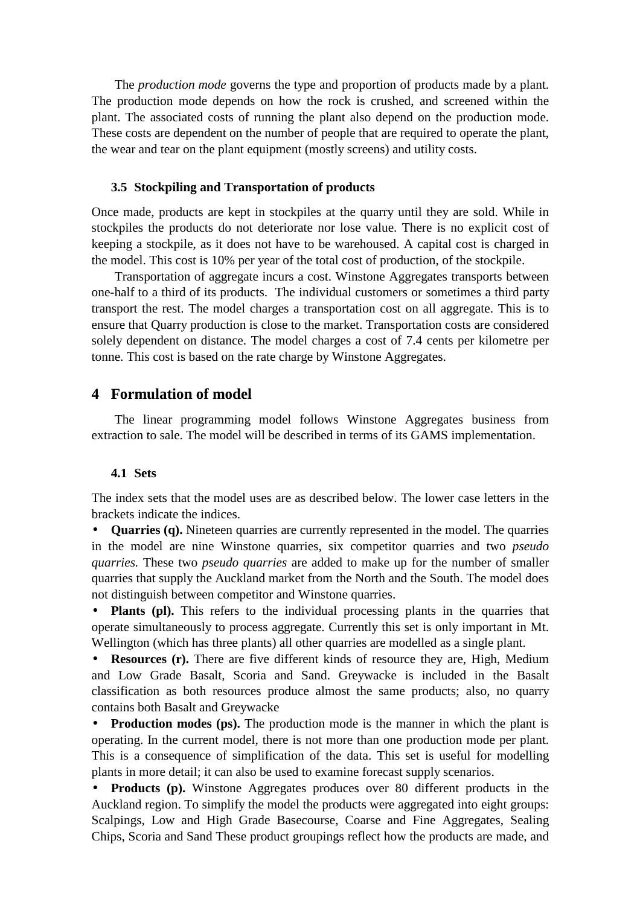The *production mode* governs the type and proportion of products made by a plant. The production mode depends on how the rock is crushed, and screened within the plant. The associated costs of running the plant also depend on the production mode. These costs are dependent on the number of people that are required to operate the plant, the wear and tear on the plant equipment (mostly screens) and utility costs.

### 3.5 Stockpiling and Transportation of products

Once made, products are kept in stockpiles at the quarry until they are sold. While in stockpiles the products do not deteriorate nor lose value. There is no explicit cost of keeping a stockpile, as it does not have to be warehoused. A capital cost is charged in the model. This cost is 10% per year of the total cost of production, of the stockpile.

Transportation of aggregate incurs a cost. Winstone Aggregates transports between one-half to a third of its products. The individual customers or sometimes a third party transport the rest. The model charges a transportation cost on all aggregate. This is to ensure that Quarry production is close to the market. Transportation costs are considered solely dependent on distance. The model charges a cost of 7.4 cents per kilometre per tonne. This cost is based on the rate charge by Winstone Aggregates.

## 4 Formulation of model

The linear programming model follows Winstone Aggregates business from extraction to sale. The model will be described in terms of its GAMS implementation.

### 4.1 Sets

The index sets that the model uses are as described below. The lower case letters in the brackets indicate the indices.

- **Quarries (q).** Nineteen quarries are currently represented in the model. The quarries in the model are nine Winstone quarries, six competitor quarries and two *pseudo quarries.* These two *pseudo quarries* are added to make up for the number of smaller quarries that supply the Auckland market from the North and the South. The model does not distinguish between competitor and Winstone quarries.
- **Plants (pl).** This refers to the individual processing plants in the quarries that operate simultaneously to process aggregate. Currently this set is only important in Mt. Wellington (which has three plants) all other quarries are modelled as a single plant.
- **Resources (r).** There are five different kinds of resource they are, High, Medium and Low Grade Basalt, Scoria and Sand. Greywacke is included in the Basalt classification as both resources produce almost the same products; also, no quarry contains both Basalt and Greywacke
- **Production modes (ps).** The production mode is the manner in which the plant is operating. In the current model, there is not more than one production mode per plant. This is a consequence of simplification of the data. This set is useful for modelling plants in more detail; it can also be used to examine forecast supply scenarios.
- **Products (p).** Winstone Aggregates produces over 80 different products in the Auckland region. To simplify the model the products were aggregated into eight groups: Scalpings, Low and High Grade Basecourse, Coarse and Fine Aggregates, Sealing Chips, Scoria and Sand These product groupings reflect how the products are made, and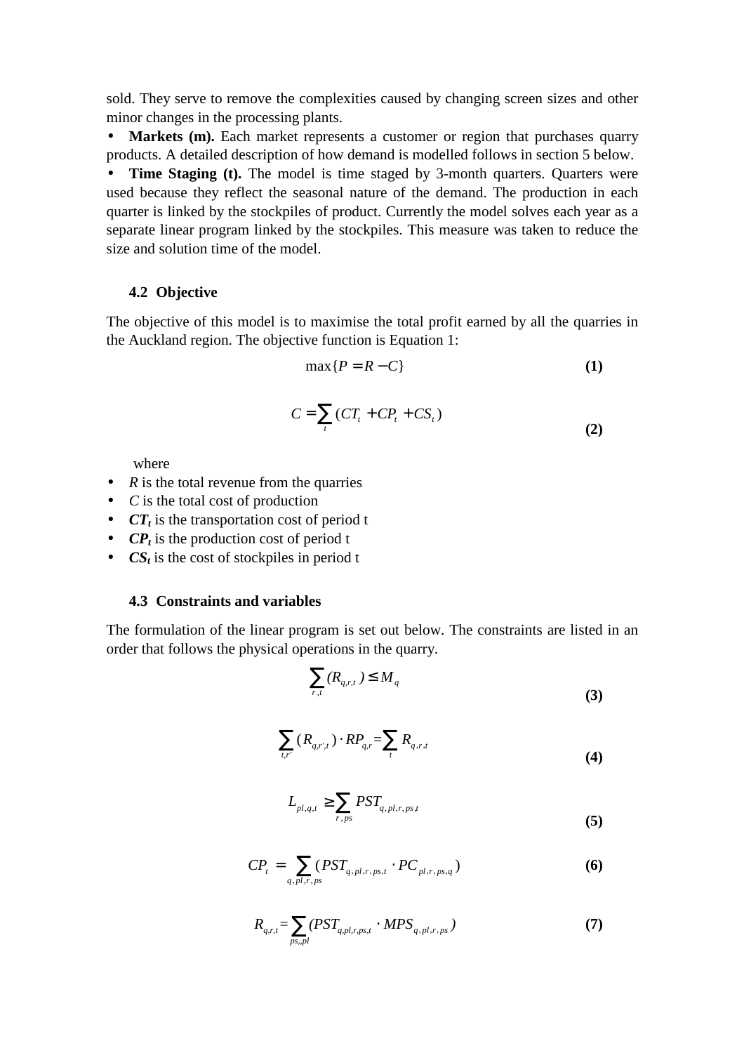sold. They serve to remove the complexities caused by changing screen sizes and other minor changes in the processing plants.

- **Markets (m).** Each market represents a customer or region that purchases quarry products. A detailed description of how demand is modelled follows in section 5 below.
- **Time Staging (t).** The model is time staged by 3-month quarters. Quarters were used because they reflect the seasonal nature of the demand. The production in each quarter is linked by the stockpiles of product. Currently the model solves each year as a separate linear program linked by the stockpiles. This measure was taken to reduce the size and solution time of the model.

### 4.2 Objective

The objective of this model is to maximise the total profit earned by all the quarries in the Auckland region. The objective function is Equation 1:

$$\max\{P = R - C\} \tag{1}$$

$$C = \sum_{t} (CT_t + CP_t + CS_t) \tag{2}$$

where

- $R$ is the total revenue from the quarries
- $C$ is the total cost of production
- $CT_t$ is the transportation cost of period t
- $CP_t$ is the production cost of period t
- $CS_t$ is the cost of stockpiles in period t

### 4.3 Constraints and variables

The formulation of the linear program is set out below. The constraints are listed in an order that follows the physical operations in the quarry.

$$\sum_{r,t} (R_{q,r,t}) \leq M_q \tag{3}$$

$$\sum_{t,r'} (R_{q,r',t}) \cdot RP_{q,r} = \sum_{t} R_{q,r,t} \tag{4}$$

$$L_{pl,q,t} \geq \sum_{r,ps} PST_{q,pl,r,ps,t} \tag{5}$$

$$CP_t = \sum_{q,pl,r,ps} (PST_{q,pl,r,ps,t} \cdot PC_{pl,r,ps,q}) \tag{6}$$

$$R_{q,r,t} = \sum_{ps,,pl} (PST_{q,pl,r,ps,t} \cdot MPS_{q,pl,r,ps}) \tag{7}$$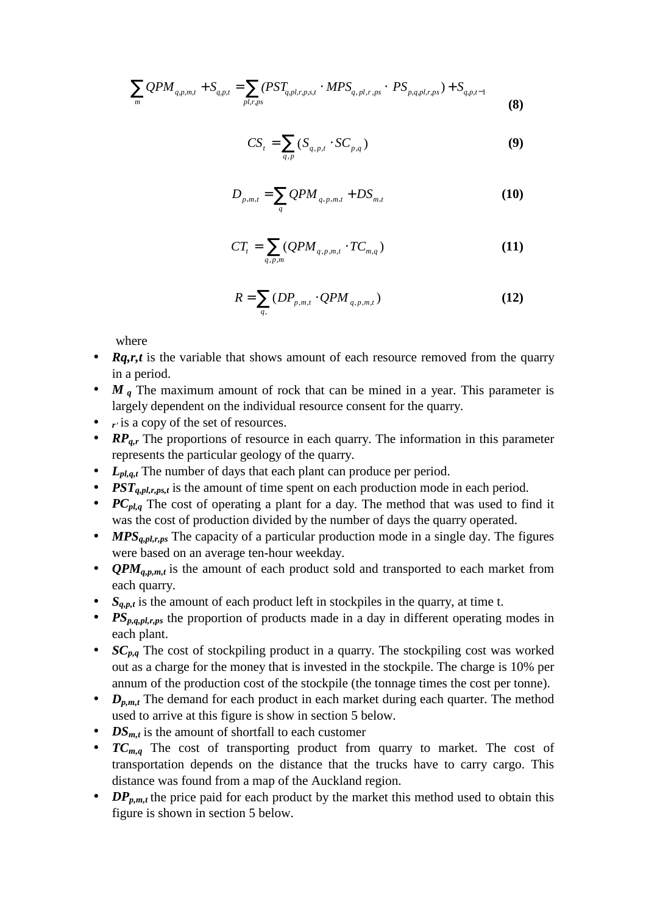$$\sum_{m} QPM_{q,p,m,t} + S_{q,p,t} = \sum_{pl,r,ps} (PST_{q,pl,r,p,s,t} \cdot MPS_{q,pl,r,ps} \cdot PS_{p,q,pl,r,ps}) + S_{q,p,t-1} \quad \textbf{(8)}$$

$$CS_t = \sum_{q,p} (S_{q,p,t} \cdot SC_{p,q}) \quad \textbf{(9)}$$

$$D_{p,m,t} = \sum_{q} QPM_{q,p,m,t} + DS_{m,t} \quad \textbf{(10)}$$

$$CT_t = \sum_{q,p,m} (QPM_{q,p,m,t} \cdot TC_{m,q}) \quad \textbf{(11)}$$

$$R = \sum_{q,} (DP_{p,m,t} \cdot QPM_{q,p,m,t}) \quad \textbf{(12)}$$

where

- $R_{q,r,t}$ is the variable that shows amount of each resource removed from the quarry in a period.
- $M_q$ The maximum amount of rock that can be mined in a year. This parameter is largely dependent on the individual resource consent for the quarry.
- $r'$ is a copy of the set of resources.
- $RP_{q,r}$ The proportions of resource in each quarry. The information in this parameter represents the particular geology of the quarry.
- $L_{pl,q,t}$ The number of days that each plant can produce per period.
- $PST_{q,pl,r,ps,t}$ is the amount of time spent on each production mode in each period.
- $PC_{pl,q}$ The cost of operating a plant for a day. The method that was used to find it was the cost of production divided by the number of days the quarry operated.
- $MPS_{q,pl,r,ps}$ The capacity of a particular production mode in a single day. The figures were based on an average ten-hour weekday.
- $QPM_{q,p,m,t}$ is the amount of each product sold and transported to each market from each quarry.
- $S_{q,p,t}$ is the amount of each product left in stockpiles in the quarry, at time t.
- $PS_{p,q,pl,r,ps}$ the proportion of products made in a day in different operating modes in each plant.
- $SC_{p,q}$ The cost of stockpiling product in a quarry. The stockpiling cost was worked out as a charge for the money that is invested in the stockpile. The charge is 10% per annum of the production cost of the stockpile (the tonnage times the cost per tonne).
- $D_{p,m,t}$ The demand for each product in each market during each quarter. The method used to arrive at this figure is show in section 5 below.
- $DS_{m,t}$ is the amount of shortfall to each customer
- $TC_{m,q}$ The cost of transporting product from quarry to market. The cost of transportation depends on the distance that the trucks have to carry cargo. This distance was found from a map of the Auckland region.
- $DP_{p,m,t}$ the price paid for each product by the market this method used to obtain this figure is shown in section 5 below.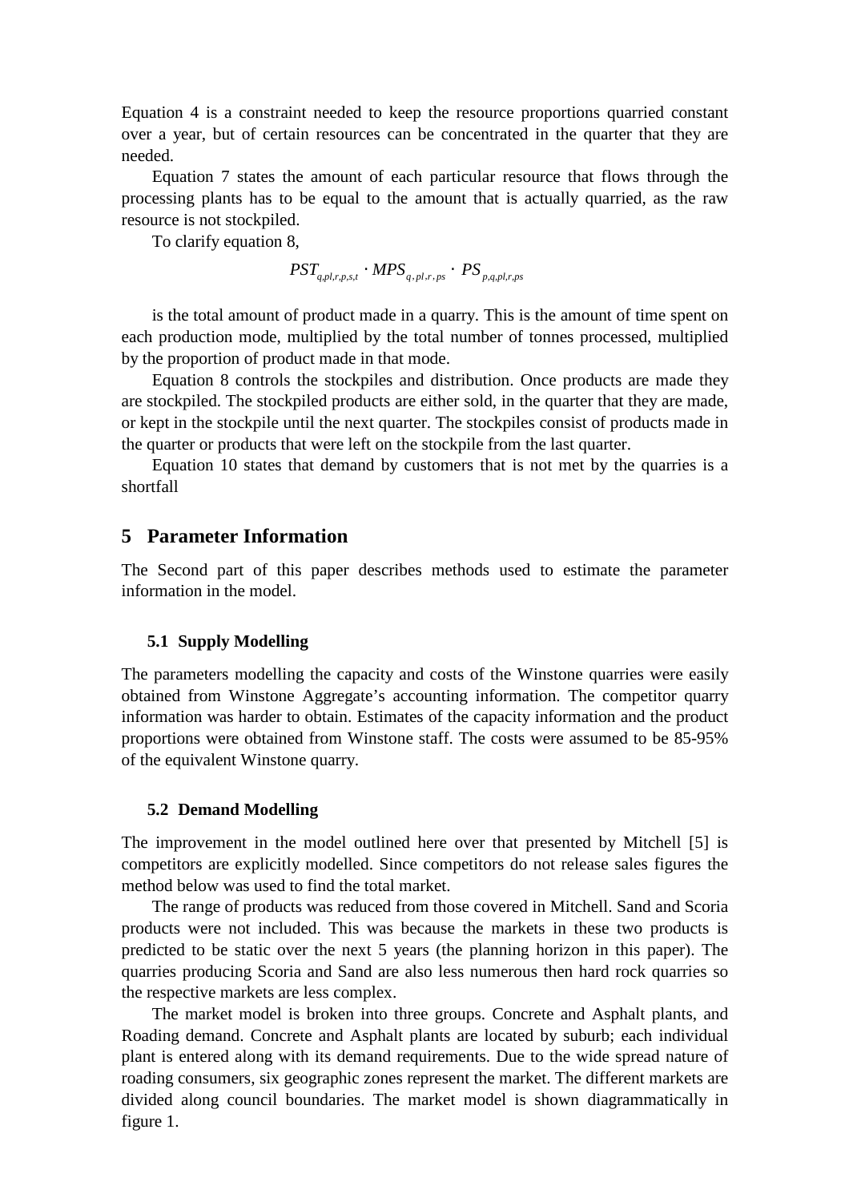Equation 4 is a constraint needed to keep the resource proportions quarried constant over a year, but of certain resources can be concentrated in the quarter that they are needed.

Equation 7 states the amount of each particular resource that flows through the processing plants has to be equal to the amount that is actually quarried, as the raw resource is not stockpiled.

To clarify equation 8,

$$PST_{q,pl,r,p,s,t} \cdot MPS_{q,pl,r,ps} \cdot PS_{p,q,pl,r,ps}$$

is the total amount of product made in a quarry. This is the amount of time spent on each production mode, multiplied by the total number of tonnes processed, multiplied by the proportion of product made in that mode.

Equation 8 controls the stockpiles and distribution. Once products are made they are stockpiled. The stockpiled products are either sold, in the quarter that they are made, or kept in the stockpile until the next quarter. The stockpiles consist of products made in the quarter or products that were left on the stockpile from the last quarter.

Equation 10 states that demand by customers that is not met by the quarries is a shortfall

## 5 Parameter Information

The Second part of this paper describes methods used to estimate the parameter information in the model.

### 5.1 Supply Modelling

The parameters modelling the capacity and costs of the Winstone quarries were easily obtained from Winstone Aggregate's accounting information. The competitor quarry information was harder to obtain. Estimates of the capacity information and the product proportions were obtained from Winstone staff. The costs were assumed to be 85-95% of the equivalent Winstone quarry.

### 5.2 Demand Modelling

The improvement in the model outlined here over that presented by Mitchell [5] is competitors are explicitly modelled. Since competitors do not release sales figures the method below was used to find the total market.

The range of products was reduced from those covered in Mitchell. Sand and Scoria products were not included. This was because the markets in these two products is predicted to be static over the next 5 years (the planning horizon in this paper). The quarries producing Scoria and Sand are also less numerous then hard rock quarries so the respective markets are less complex.

The market model is broken into three groups. Concrete and Asphalt plants, and Roading demand. Concrete and Asphalt plants are located by suburb; each individual plant is entered along with its demand requirements. Due to the wide spread nature of roading consumers, six geographic zones represent the market. The different markets are divided along council boundaries. The market model is shown diagrammatically in figure 1.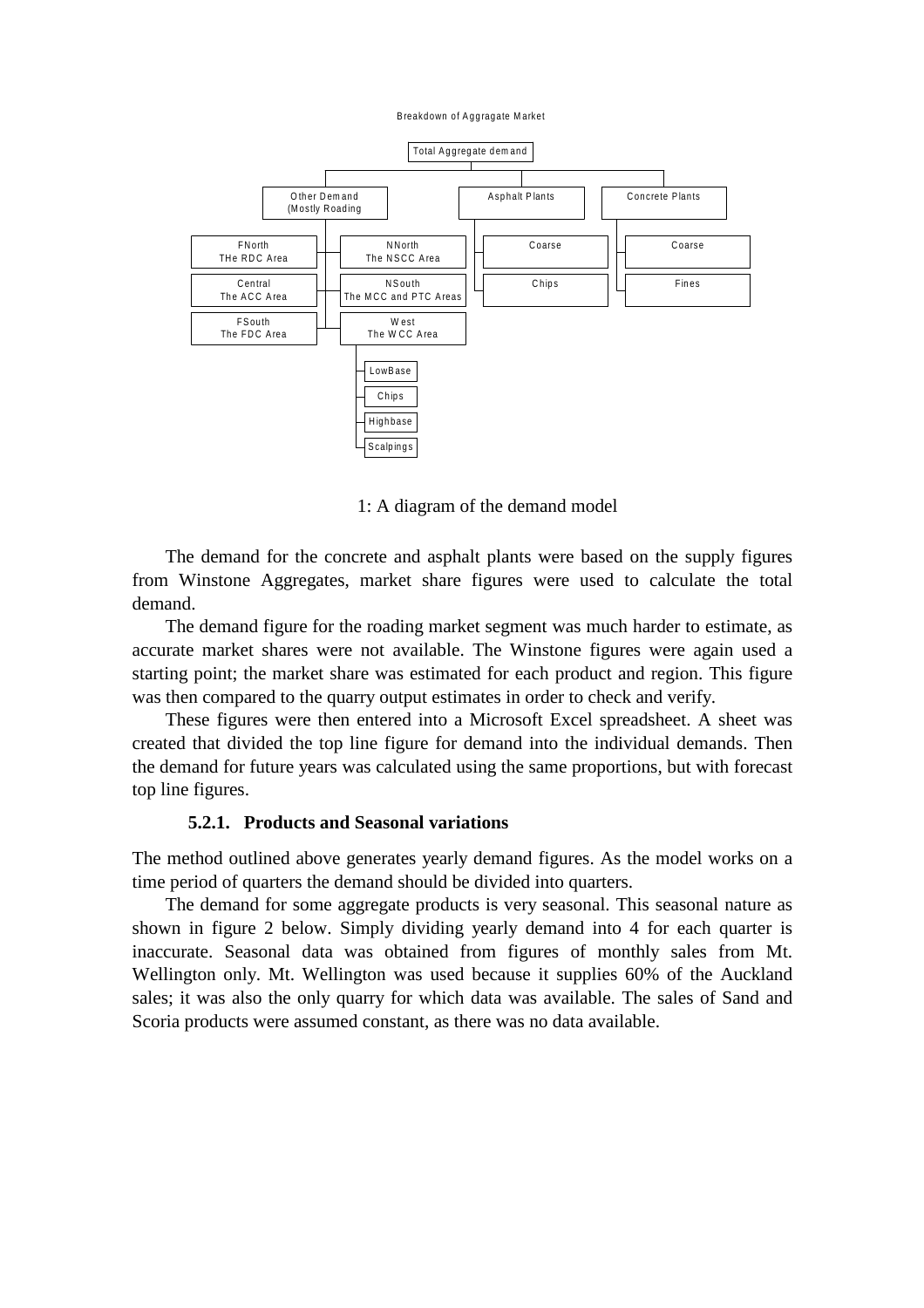Breakdown of Aggragate Market

- Total Aggregate demand
  - Other Demand (Mostly Roading
    - FNorth – THe RDC Area
    - Central – The ACC Area
    - FSouth – The FDC Area
    - NNorth – The NSCC Area
    - NSouth – The MCC and PTC Areas
    - West – The WCC Area
      - LowBase
      - Chips
      - Highbase
      - Scalpings
  - Asphalt Plants
    - Coarse
    - Chips
  - Concrete Plants
    - Coarse
    - Fines

1: A diagram of the demand model

The demand for the concrete and asphalt plants were based on the supply figures from Winstone Aggregates, market share figures were used to calculate the total demand.

The demand figure for the roading market segment was much harder to estimate, as accurate market shares were not available. The Winstone figures were again used a starting point; the market share was estimated for each product and region. This figure was then compared to the quarry output estimates in order to check and verify.

These figures were then entered into a Microsoft Excel spreadsheet. A sheet was created that divided the top line figure for demand into the individual demands. Then the demand for future years was calculated using the same proportions, but with forecast top line figures.

### 5.2.1. Products and Seasonal variations

The method outlined above generates yearly demand figures. As the model works on a time period of quarters the demand should be divided into quarters.

The demand for some aggregate products is very seasonal. This seasonal nature as shown in figure 2 below. Simply dividing yearly demand into 4 for each quarter is inaccurate. Seasonal data was obtained from figures of monthly sales from Mt. Wellington only. Mt. Wellington was used because it supplies 60% of the Auckland sales; it was also the only quarry for which data was available. The sales of Sand and Scoria products were assumed constant, as there was no data available.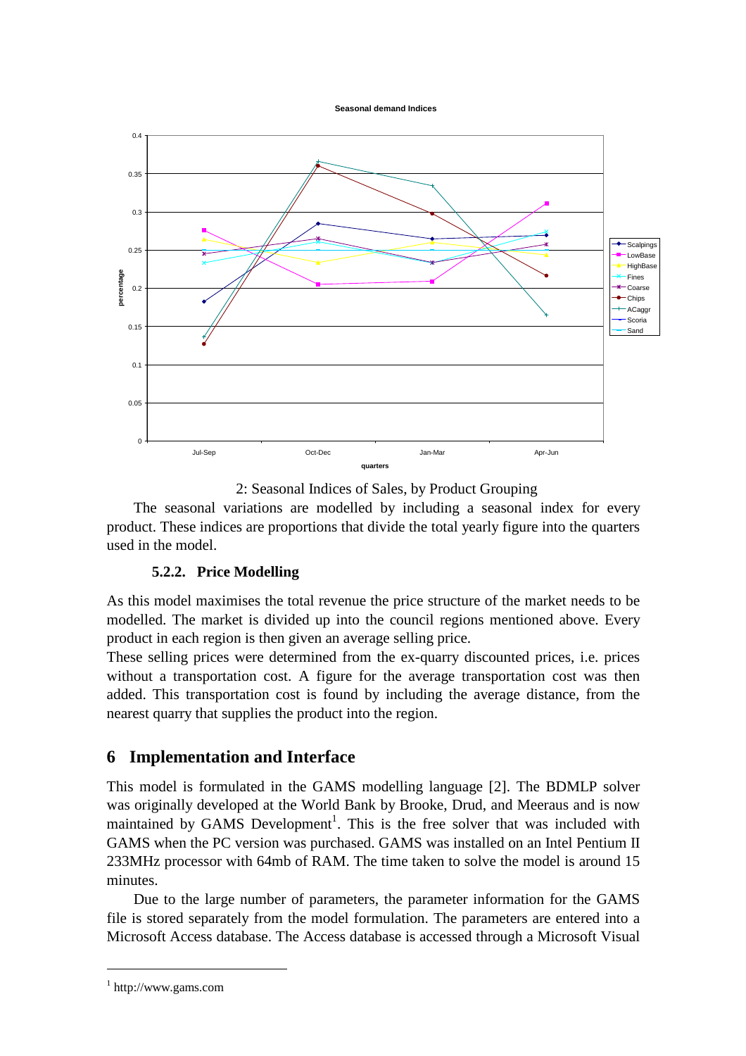2: Seasonal Indices of Sales, by Product Grouping

The seasonal variations are modelled by including a seasonal index for every product. These indices are proportions that divide the total yearly figure into the quarters used in the model.

### 5.2.2. Price Modelling

As this model maximises the total revenue the price structure of the market needs to be modelled. The market is divided up into the council regions mentioned above. Every product in each region is then given an average selling price.

These selling prices were determined from the ex-quarry discounted prices, i.e. prices without a transportation cost. A figure for the average transportation cost was then added. This transportation cost is found by including the average distance, from the nearest quarry that supplies the product into the region.

## 6 Implementation and Interface

This model is formulated in the GAMS modelling language [2]. The BDMLP solver was originally developed at the World Bank by Brooke, Drud, and Meeraus and is now maintained by GAMS Development[1]. This is the free solver that was included with GAMS when the PC version was purchased. GAMS was installed on an Intel Pentium II 233MHz processor with 64mb of RAM. The time taken to solve the model is around 15 minutes.

Due to the large number of parameters, the parameter information for the GAMS file is stored separately from the model formulation. The parameters are entered into a Microsoft Access database. The Access database is accessed through a Microsoft Visual

[1] http://www.gams.com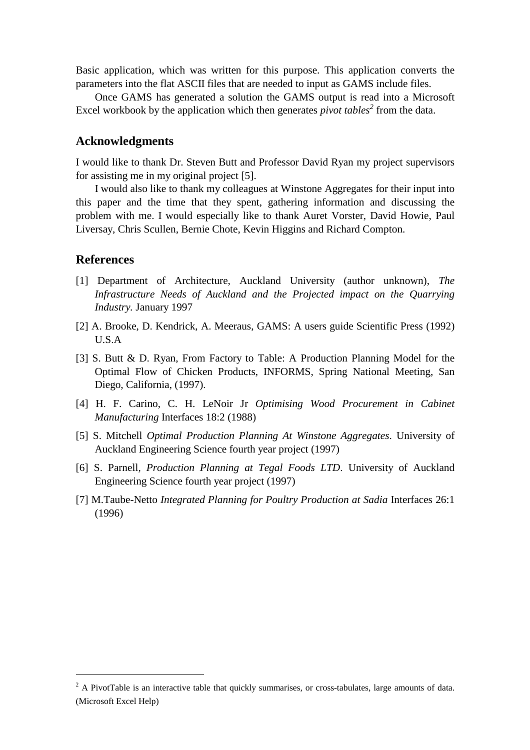Basic application, which was written for this purpose. This application converts the parameters into the flat ASCII files that are needed to input as GAMS include files.

Once GAMS has generated a solution the GAMS output is read into a Microsoft Excel workbook by the application which then generates *pivot tables*[2] from the data.

## Acknowledgments

I would like to thank Dr. Steven Butt and Professor David Ryan my project supervisors for assisting me in my original project [5].

I would also like to thank my colleagues at Winstone Aggregates for their input into this paper and the time that they spent, gathering information and discussing the problem with me. I would especially like to thank Auret Vorster, David Howie, Paul Liversay, Chris Scullen, Bernie Chote, Kevin Higgins and Richard Compton.

## References

[1] Department of Architecture, Auckland University (author unknown), *The Infrastructure Needs of Auckland and the Projected impact on the Quarrying Industry.* January 1997

[2] A. Brooke, D. Kendrick, A. Meeraus, GAMS: A users guide Scientific Press (1992) U.S.A

[3] S. Butt & D. Ryan, From Factory to Table: A Production Planning Model for the Optimal Flow of Chicken Products, INFORMS, Spring National Meeting, San Diego, California, (1997).

[4] H. F. Carino, C. H. LeNoir Jr *Optimising Wood Procurement in Cabinet Manufacturing* Interfaces 18:2 (1988)

[5] S. Mitchell *Optimal Production Planning At Winstone Aggregates*. University of Auckland Engineering Science fourth year project (1997)

[6] S. Parnell, *Production Planning at Tegal Foods LTD*. University of Auckland Engineering Science fourth year project (1997)

[7] M.Taube-Netto *Integrated Planning for Poultry Production at Sadia* Interfaces 26:1 (1996)

[2] A PivotTable is an interactive table that quickly summarises, or cross-tabulates, large amounts of data. (Microsoft Excel Help)